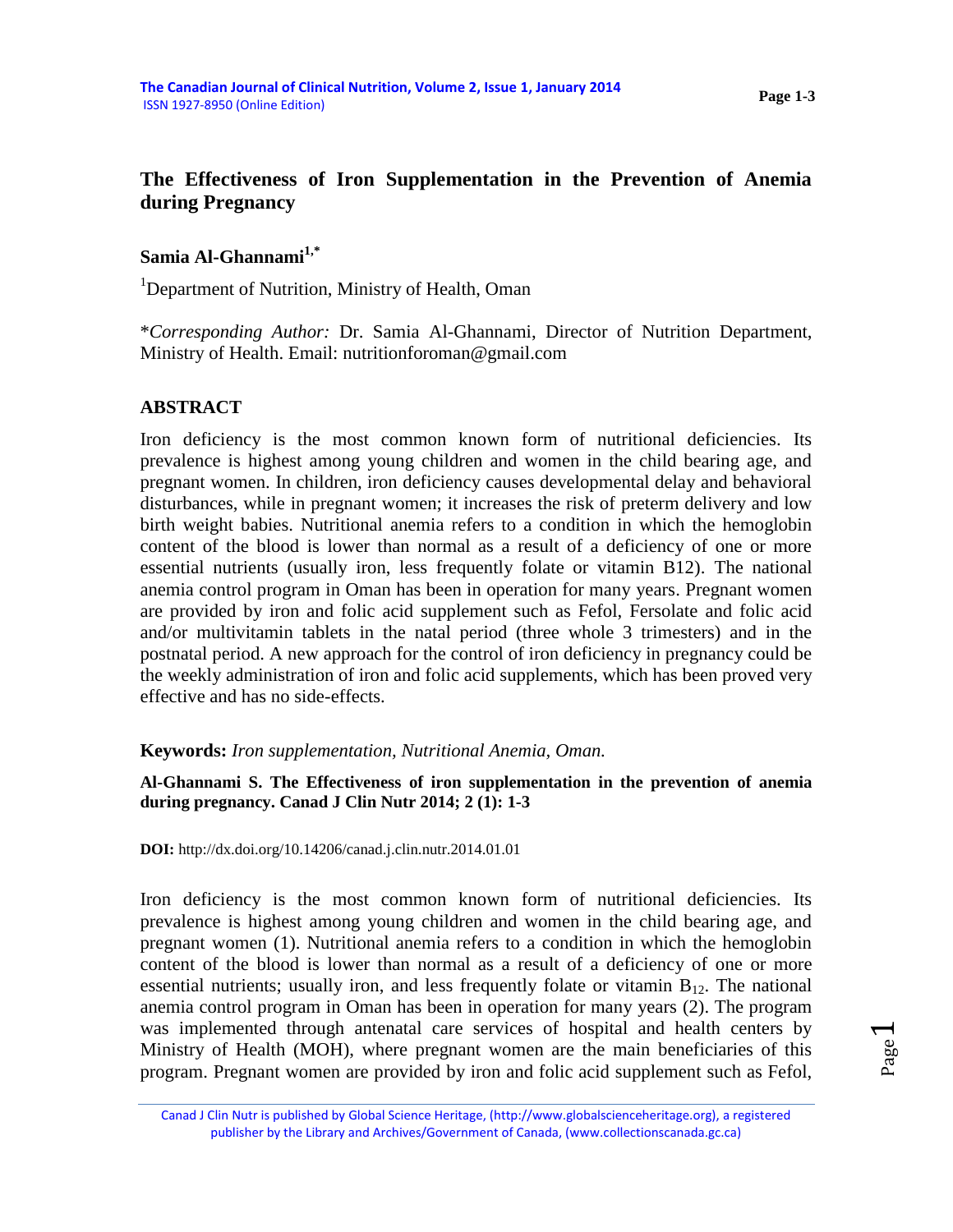# The Effectiveness of Iron Supplementation in the Prevention of Anemia during Pregnancy

**Samia Al-Ghannami[1,*]**

[1]Department of Nutrition, Ministry of Health, Oman

\**Corresponding Author:* Dr. Samia Al-Ghannami, Director of Nutrition Department, Ministry of Health. Email: nutritionforoman@gmail.com

## ABSTRACT

Iron deficiency is the most common known form of nutritional deficiencies. Its prevalence is highest among young children and women in the child bearing age, and pregnant women. In children, iron deficiency causes developmental delay and behavioral disturbances, while in pregnant women; it increases the risk of preterm delivery and low birth weight babies. Nutritional anemia refers to a condition in which the hemoglobin content of the blood is lower than normal as a result of a deficiency of one or more essential nutrients (usually iron, less frequently folate or vitamin B12). The national anemia control program in Oman has been in operation for many years. Pregnant women are provided by iron and folic acid supplement such as Fefol, Fersolate and folic acid and/or multivitamin tablets in the natal period (three whole 3 trimesters) and in the postnatal period. A new approach for the control of iron deficiency in pregnancy could be the weekly administration of iron and folic acid supplements, which has been proved very effective and has no side-effects.

**Keywords:** *Iron supplementation, Nutritional Anemia, Oman.*

**Al-Ghannami S. The Effectiveness of iron supplementation in the prevention of anemia during pregnancy. Canad J Clin Nutr 2014; 2 (1): 1-3**

**DOI:** http://dx.doi.org/10.14206/canad.j.clin.nutr.2014.01.01

Iron deficiency is the most common known form of nutritional deficiencies. Its prevalence is highest among young children and women in the child bearing age, and pregnant women (1). Nutritional anemia refers to a condition in which the hemoglobin content of the blood is lower than normal as a result of a deficiency of one or more essential nutrients; usually iron, and less frequently folate or vitamin $B_{12}$. The national anemia control program in Oman has been in operation for many years (2). The program was implemented through antenatal care services of hospital and health centers by Ministry of Health (MOH), where pregnant women are the main beneficiaries of this program. Pregnant women are provided by iron and folic acid supplement such as Fefol,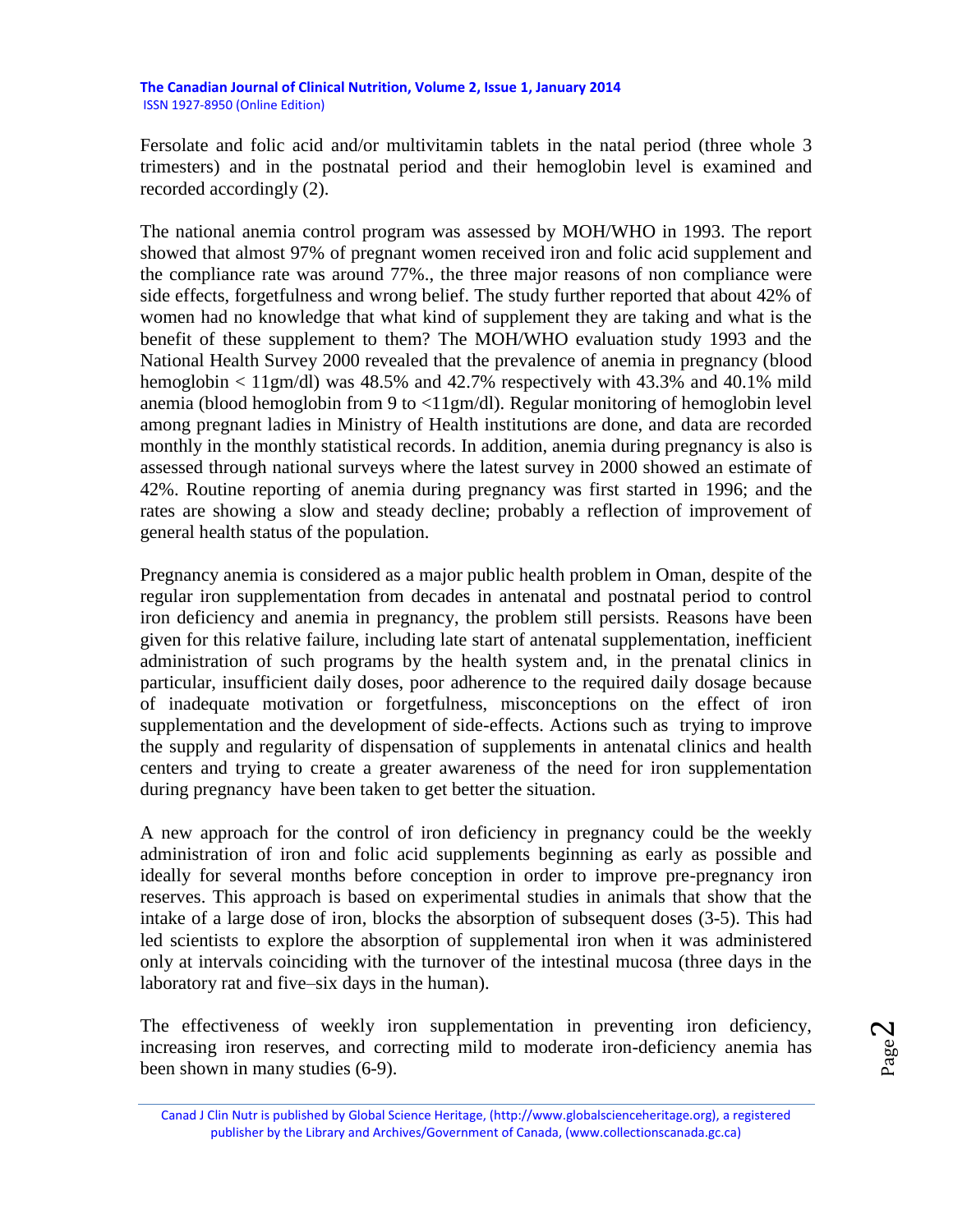Fersolate and folic acid and/or multivitamin tablets in the natal period (three whole 3 trimesters) and in the postnatal period and their hemoglobin level is examined and recorded accordingly (2).

The national anemia control program was assessed by MOH/WHO in 1993. The report showed that almost 97% of pregnant women received iron and folic acid supplement and the compliance rate was around 77%., the three major reasons of non compliance were side effects, forgetfulness and wrong belief. The study further reported that about 42% of women had no knowledge that what kind of supplement they are taking and what is the benefit of these supplement to them? The MOH/WHO evaluation study 1993 and the National Health Survey 2000 revealed that the prevalence of anemia in pregnancy (blood hemoglobin < 11gm/dl) was 48.5% and 42.7% respectively with 43.3% and 40.1% mild anemia (blood hemoglobin from 9 to <11gm/dl). Regular monitoring of hemoglobin level among pregnant ladies in Ministry of Health institutions are done, and data are recorded monthly in the monthly statistical records. In addition, anemia during pregnancy is also is assessed through national surveys where the latest survey in 2000 showed an estimate of 42%. Routine reporting of anemia during pregnancy was first started in 1996; and the rates are showing a slow and steady decline; probably a reflection of improvement of general health status of the population.

Pregnancy anemia is considered as a major public health problem in Oman, despite of the regular iron supplementation from decades in antenatal and postnatal period to control iron deficiency and anemia in pregnancy, the problem still persists. Reasons have been given for this relative failure, including late start of antenatal supplementation, inefficient administration of such programs by the health system and, in the prenatal clinics in particular, insufficient daily doses, poor adherence to the required daily dosage because of inadequate motivation or forgetfulness, misconceptions on the effect of iron supplementation and the development of side-effects. Actions such as trying to improve the supply and regularity of dispensation of supplements in antenatal clinics and health centers and trying to create a greater awareness of the need for iron supplementation during pregnancy have been taken to get better the situation.

A new approach for the control of iron deficiency in pregnancy could be the weekly administration of iron and folic acid supplements beginning as early as possible and ideally for several months before conception in order to improve pre-pregnancy iron reserves. This approach is based on experimental studies in animals that show that the intake of a large dose of iron, blocks the absorption of subsequent doses (3-5). This had led scientists to explore the absorption of supplemental iron when it was administered only at intervals coinciding with the turnover of the intestinal mucosa (three days in the laboratory rat and five–six days in the human).

The effectiveness of weekly iron supplementation in preventing iron deficiency, increasing iron reserves, and correcting mild to moderate iron-deficiency anemia has been shown in many studies (6-9).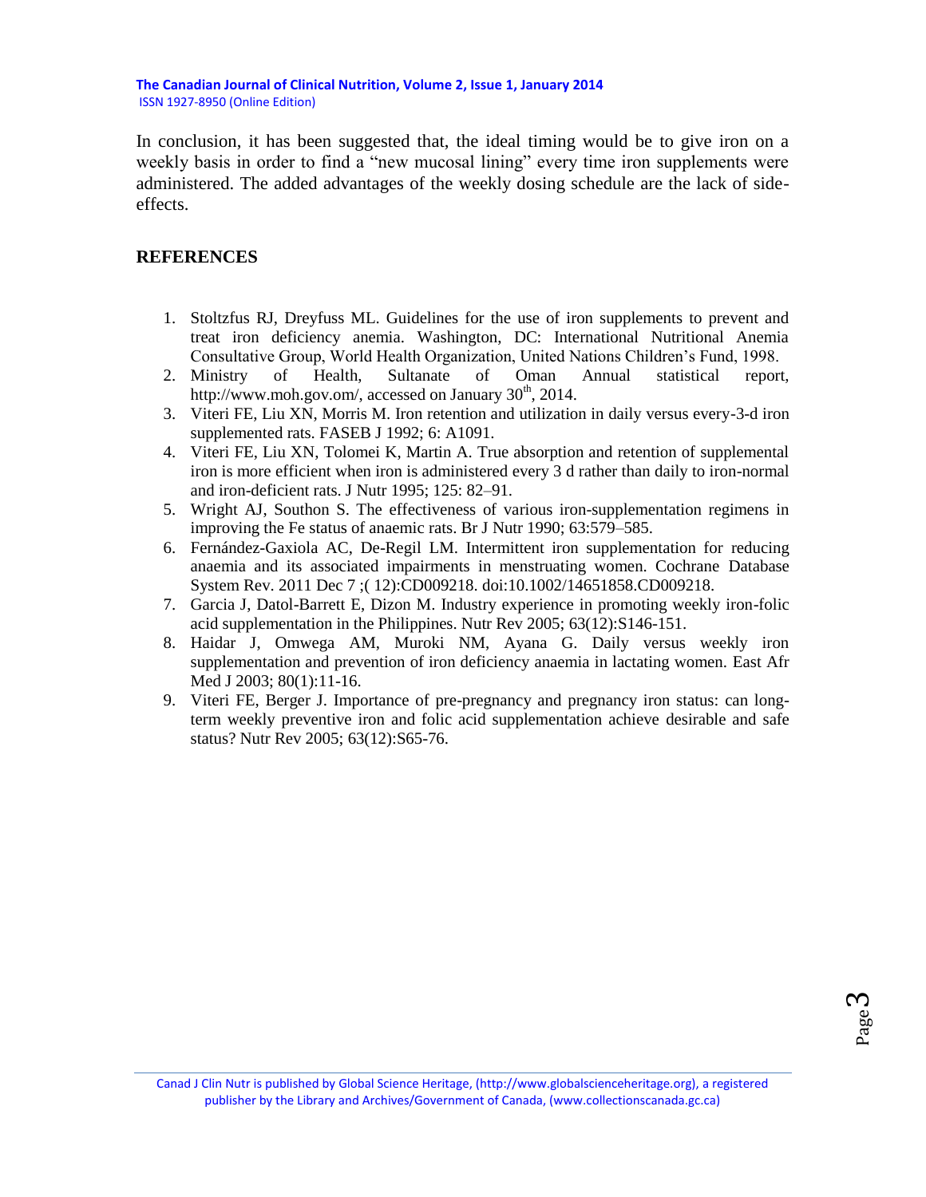In conclusion, it has been suggested that, the ideal timing would be to give iron on a weekly basis in order to find a "new mucosal lining" every time iron supplements were administered. The added advantages of the weekly dosing schedule are the lack of side-effects.

## REFERENCES

1. Stoltzfus RJ, Dreyfuss ML. Guidelines for the use of iron supplements to prevent and treat iron deficiency anemia. Washington, DC: International Nutritional Anemia Consultative Group, World Health Organization, United Nations Children's Fund, 1998.
2. Ministry of Health, Sultanate of Oman Annual statistical report, http://www.moh.gov.om/, accessed on January 30th, 2014.
3. Viteri FE, Liu XN, Morris M. Iron retention and utilization in daily versus every-3-d iron supplemented rats. FASEB J 1992; 6: A1091.
4. Viteri FE, Liu XN, Tolomei K, Martin A. True absorption and retention of supplemental iron is more efficient when iron is administered every 3 d rather than daily to iron-normal and iron-deficient rats. J Nutr 1995; 125: 82–91.
5. Wright AJ, Southon S. The effectiveness of various iron-supplementation regimens in improving the Fe status of anaemic rats. Br J Nutr 1990; 63:579–585.
6. Fernández-Gaxiola AC, De-Regil LM. Intermittent iron supplementation for reducing anaemia and its associated impairments in menstruating women. Cochrane Database System Rev. 2011 Dec 7 ;( 12):CD009218. doi:10.1002/14651858.CD009218.
7. Garcia J, Datol-Barrett E, Dizon M. Industry experience in promoting weekly iron-folic acid supplementation in the Philippines. Nutr Rev 2005; 63(12):S146-151.
8. Haidar J, Omwega AM, Muroki NM, Ayana G. Daily versus weekly iron supplementation and prevention of iron deficiency anaemia in lactating women. East Afr Med J 2003; 80(1):11-16.
9. Viteri FE, Berger J. Importance of pre-pregnancy and pregnancy iron status: can long-term weekly preventive iron and folic acid supplementation achieve desirable and safe status? Nutr Rev 2005; 63(12):S65-76.